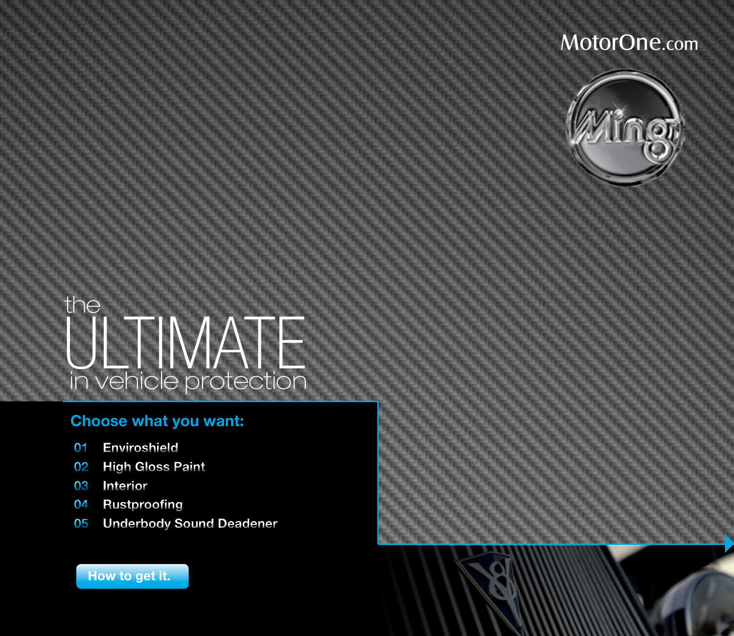MotorOne.com

Ming

# the ULTIMATE in vehicle protection

## Choose what you want:

01 Enviroshield
02 High Gloss Paint
03 Interior
04 Rustproofing
05 Underbody Sound Deadener

How to get it.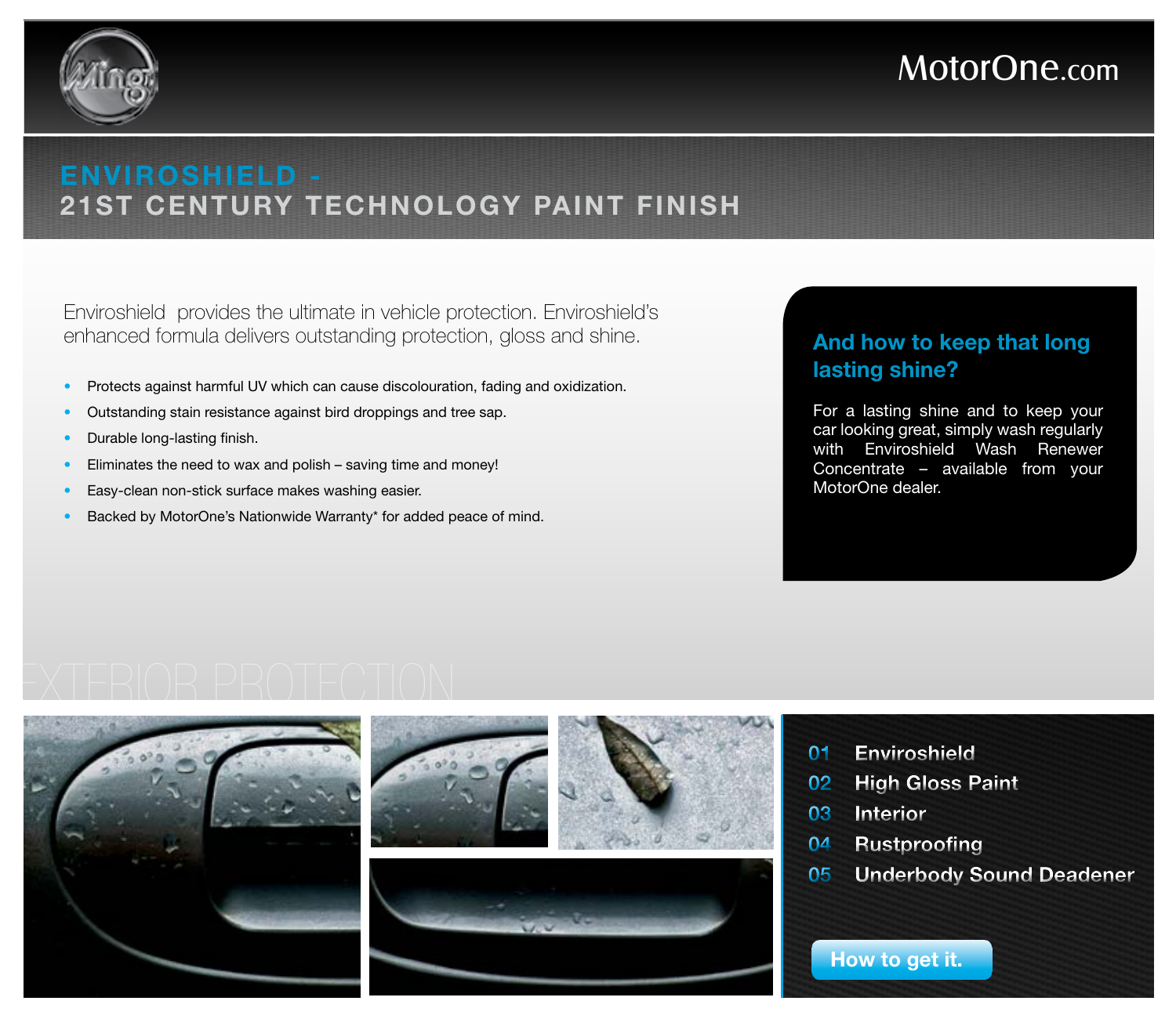MotorOne.com

# ENVIROSHIELD - 21ST CENTURY TECHNOLOGY PAINT FINISH

Enviroshield provides the ultimate in vehicle protection. Enviroshield's enhanced formula delivers outstanding protection, gloss and shine.

- Protects against harmful UV which can cause discolouration, fading and oxidization.
- Outstanding stain resistance against bird droppings and tree sap.
- Durable long-lasting finish.
- Eliminates the need to wax and polish – saving time and money!
- Easy-clean non-stick surface makes washing easier.
- Backed by MotorOne's Nationwide Warranty* for added peace of mind.

## And how to keep that long lasting shine?

For a lasting shine and to keep your car looking great, simply wash regularly with Enviroshield Wash Renewer Concentrate – available from your MotorOne dealer.

EXTERIOR PROTECTION

01 Enviroshield
02 High Gloss Paint
03 Interior
04 Rustproofing
05 Underbody Sound Deadener

How to get it.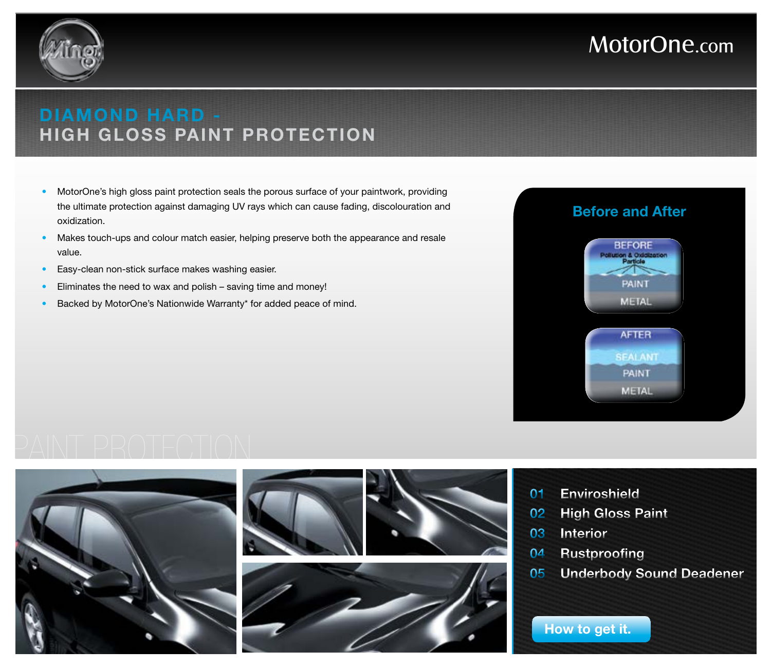MotorOne.com

# DIAMOND HARD - HIGH GLOSS PAINT PROTECTION

- MotorOne's high gloss paint protection seals the porous surface of your paintwork, providing the ultimate protection against damaging UV rays which can cause fading, discolouration and oxidization.
- Makes touch-ups and colour match easier, helping preserve both the appearance and resale value.
- Easy-clean non-stick surface makes washing easier.
- Eliminates the need to wax and polish – saving time and money!
- Backed by MotorOne's Nationwide Warranty* for added peace of mind.

## Before and After

BEFORE
Pollution & Oxidization Particle
PAINT
METAL

AFTER
SEALANT
PAINT
METAL

PAINT PROTECTION

01 Enviroshield
02 High Gloss Paint
03 Interior
04 Rustproofing
05 Underbody Sound Deadener

How to get it.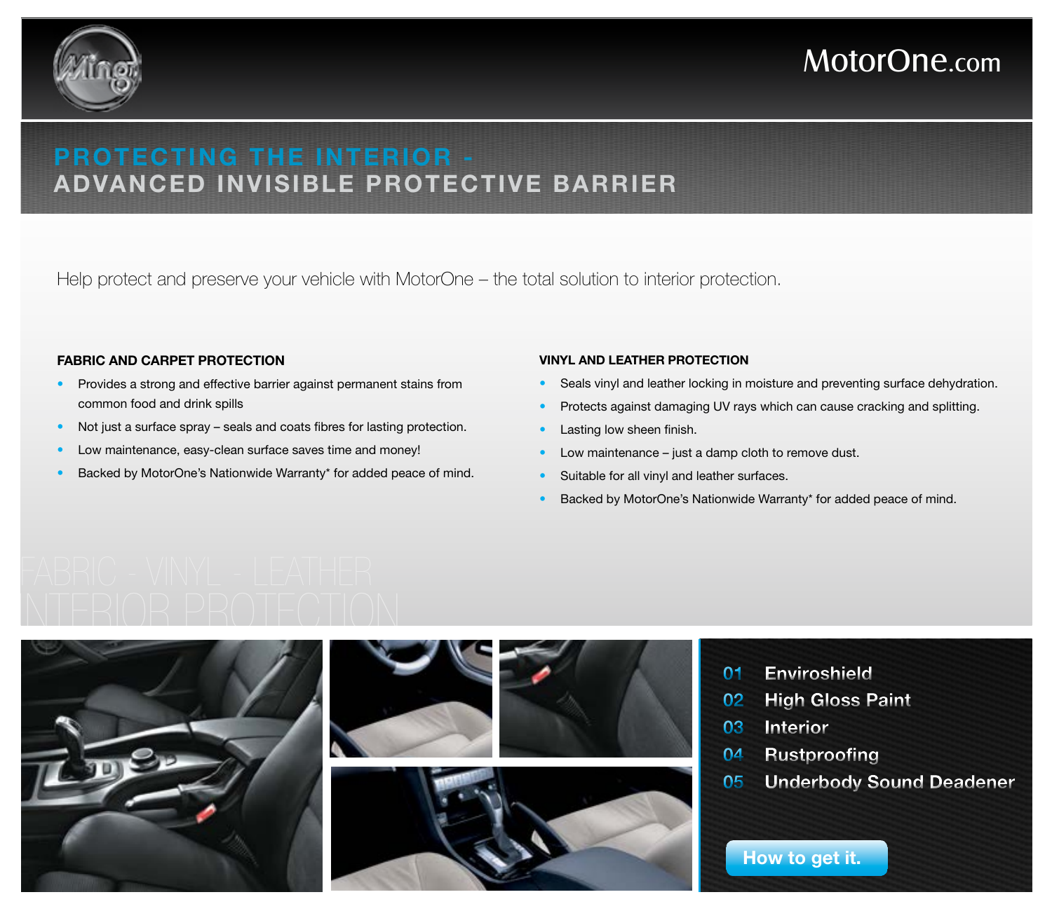MotorOne.com

# PROTECTING THE INTERIOR -
# ADVANCED INVISIBLE PROTECTIVE BARRIER

Help protect and preserve your vehicle with MotorOne – the total solution to interior protection.

### FABRIC AND CARPET PROTECTION

- Provides a strong and effective barrier against permanent stains from common food and drink spills
- Not just a surface spray – seals and coats fibres for lasting protection.
- Low maintenance, easy-clean surface saves time and money!
- Backed by MotorOne's Nationwide Warranty* for added peace of mind.

### VINYL AND LEATHER PROTECTION

- Seals vinyl and leather locking in moisture and preventing surface dehydration.
- Protects against damaging UV rays which can cause cracking and splitting.
- Lasting low sheen finish.
- Low maintenance – just a damp cloth to remove dust.
- Suitable for all vinyl and leather surfaces.
- Backed by MotorOne's Nationwide Warranty* for added peace of mind.

FABRIC - VINYL - LEATHER
INTERIOR PROTECTION

01 Enviroshield
02 High Gloss Paint
03 Interior
04 Rustproofing
05 Underbody Sound Deadener

How to get it.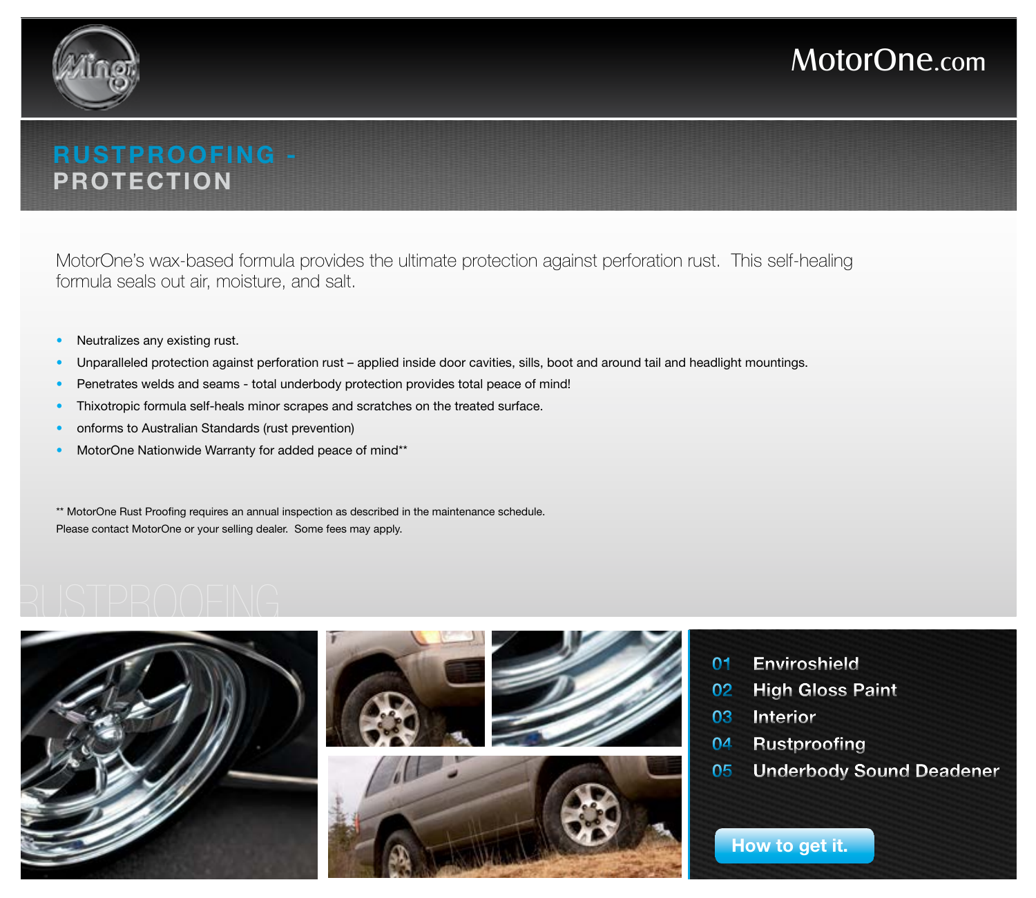MotorOne.com

# RUSTPROOFING - PROTECTION

MotorOne's wax-based formula provides the ultimate protection against perforation rust. This self-healing formula seals out air, moisture, and salt.

- Neutralizes any existing rust.
- Unparalleled protection against perforation rust – applied inside door cavities, sills, boot and around tail and headlight mountings.
- Penetrates welds and seams - total underbody protection provides total peace of mind!
- Thixotropic formula self-heals minor scrapes and scratches on the treated surface.
- onforms to Australian Standards (rust prevention)
- MotorOne Nationwide Warranty for added peace of mind**

** MotorOne Rust Proofing requires an annual inspection as described in the maintenance schedule.
Please contact MotorOne or your selling dealer. Some fees may apply.

RUSTPROOFING

01 Enviroshield
02 High Gloss Paint
03 Interior
04 Rustproofing
05 Underbody Sound Deadener

How to get it.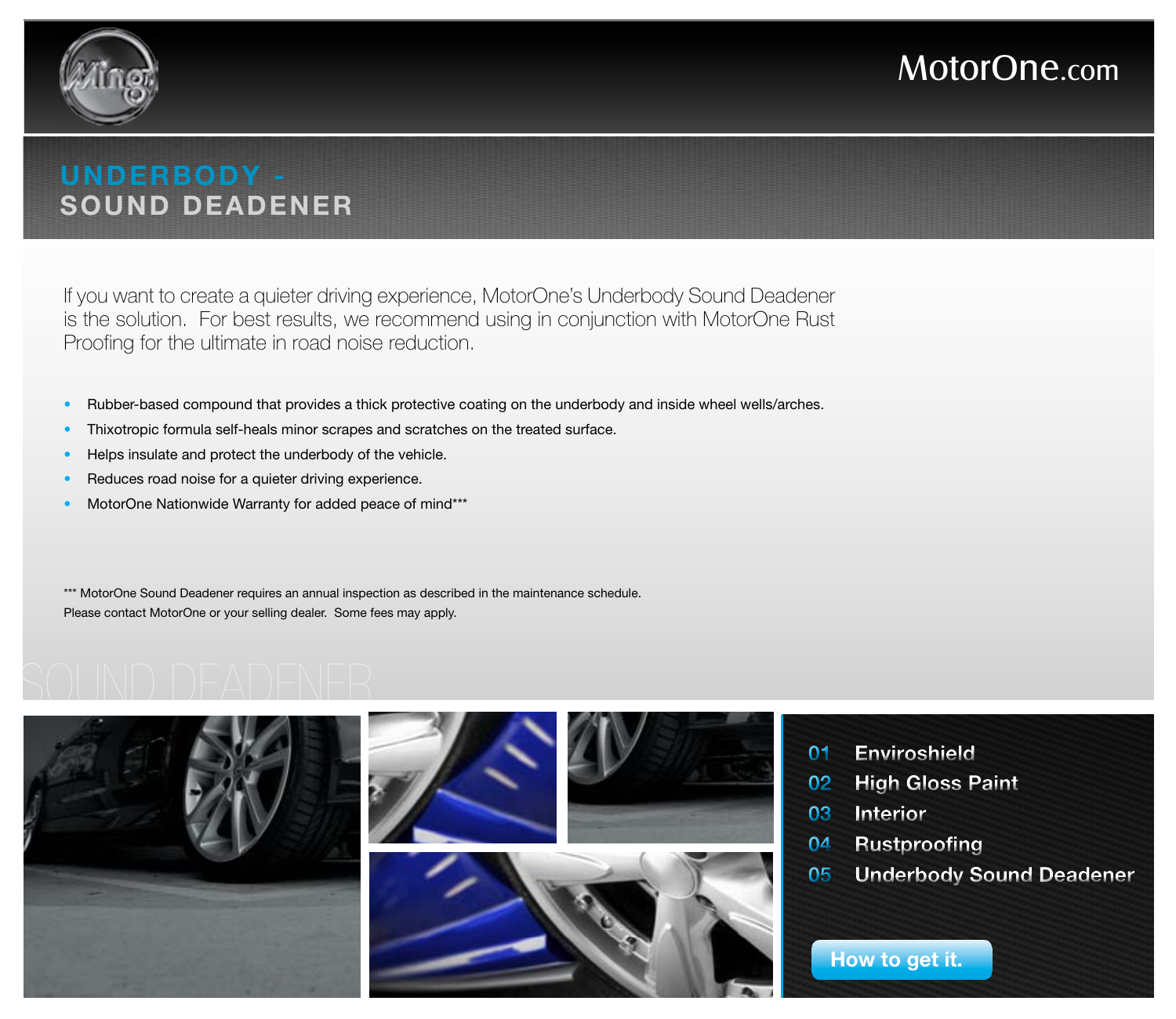MotorOne.com

# UNDERBODY - SOUND DEADENER

If you want to create a quieter driving experience, MotorOne's Underbody Sound Deadener is the solution. For best results, we recommend using in conjunction with MotorOne Rust Proofing for the ultimate in road noise reduction.

- Rubber-based compound that provides a thick protective coating on the underbody and inside wheel wells/arches.
- Thixotropic formula self-heals minor scrapes and scratches on the treated surface.
- Helps insulate and protect the underbody of the vehicle.
- Reduces road noise for a quieter driving experience.
- MotorOne Nationwide Warranty for added peace of mind***

*** MotorOne Sound Deadener requires an annual inspection as described in the maintenance schedule.
Please contact MotorOne or your selling dealer. Some fees may apply.

SOUND DEADENER

01 Enviroshield
02 High Gloss Paint
03 Interior
04 Rustproofing
05 Underbody Sound Deadener

How to get it.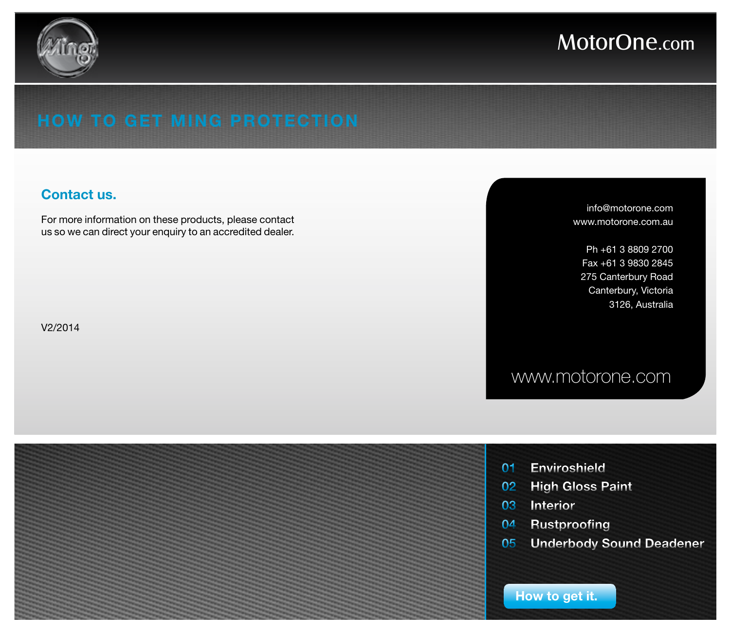MotorOne.com

# HOW TO GET MING PROTECTION

## Contact us.

For more information on these products, please contact us so we can direct your enquiry to an accredited dealer.

V2/2014

info@motorone.com
www.motorone.com.au

Ph +61 3 8809 2700
Fax +61 3 9830 2845
275 Canterbury Road
Canterbury, Victoria
3126, Australia

www.motorone.com

01 Enviroshield
02 High Gloss Paint
03 Interior
04 Rustproofing
05 Underbody Sound Deadener

How to get it.